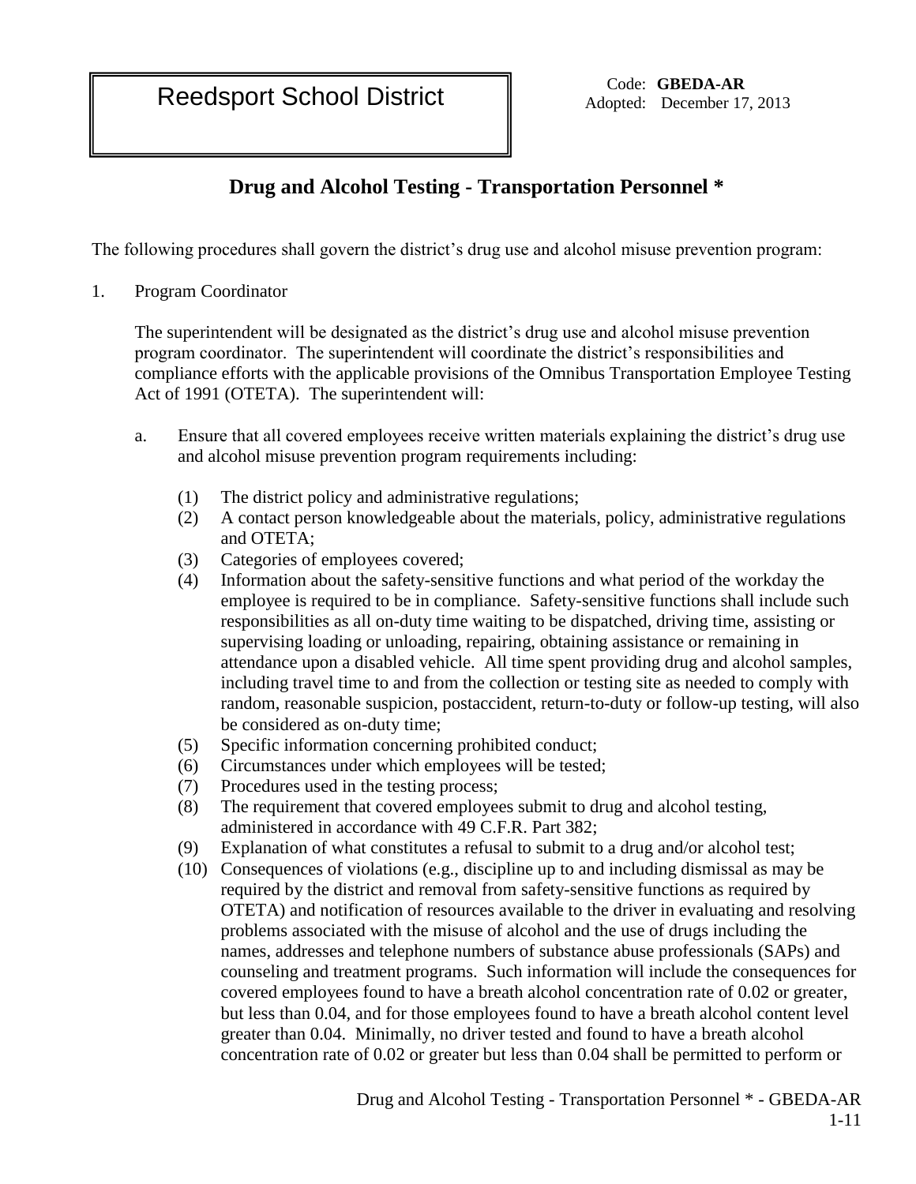Reedsport School District

Code: **GBEDA-AR**
Adopted: December 17, 2013

## Drug and Alcohol Testing - Transportation Personnel *

The following procedures shall govern the district's drug use and alcohol misuse prevention program:

1. Program Coordinator

   The superintendent will be designated as the district's drug use and alcohol misuse prevention program coordinator. The superintendent will coordinate the district's responsibilities and compliance efforts with the applicable provisions of the Omnibus Transportation Employee Testing Act of 1991 (OTETA). The superintendent will:

   a. Ensure that all covered employees receive written materials explaining the district's drug use and alcohol misuse prevention program requirements including:

      (1) The district policy and administrative regulations;
      (2) A contact person knowledgeable about the materials, policy, administrative regulations and OTETA;
      (3) Categories of employees covered;
      (4) Information about the safety-sensitive functions and what period of the workday the employee is required to be in compliance. Safety-sensitive functions shall include such responsibilities as all on-duty time waiting to be dispatched, driving time, assisting or supervising loading or unloading, repairing, obtaining assistance or remaining in attendance upon a disabled vehicle. All time spent providing drug and alcohol samples, including travel time to and from the collection or testing site as needed to comply with random, reasonable suspicion, postaccident, return-to-duty or follow-up testing, will also be considered as on-duty time;
      (5) Specific information concerning prohibited conduct;
      (6) Circumstances under which employees will be tested;
      (7) Procedures used in the testing process;
      (8) The requirement that covered employees submit to drug and alcohol testing, administered in accordance with 49 C.F.R. Part 382;
      (9) Explanation of what constitutes a refusal to submit to a drug and/or alcohol test;
      (10) Consequences of violations (e.g., discipline up to and including dismissal as may be required by the district and removal from safety-sensitive functions as required by OTETA) and notification of resources available to the driver in evaluating and resolving problems associated with the misuse of alcohol and the use of drugs including the names, addresses and telephone numbers of substance abuse professionals (SAPs) and counseling and treatment programs. Such information will include the consequences for covered employees found to have a breath alcohol concentration rate of 0.02 or greater, but less than 0.04, and for those employees found to have a breath alcohol content level greater than 0.04. Minimally, no driver tested and found to have a breath alcohol concentration rate of 0.02 or greater but less than 0.04 shall be permitted to perform or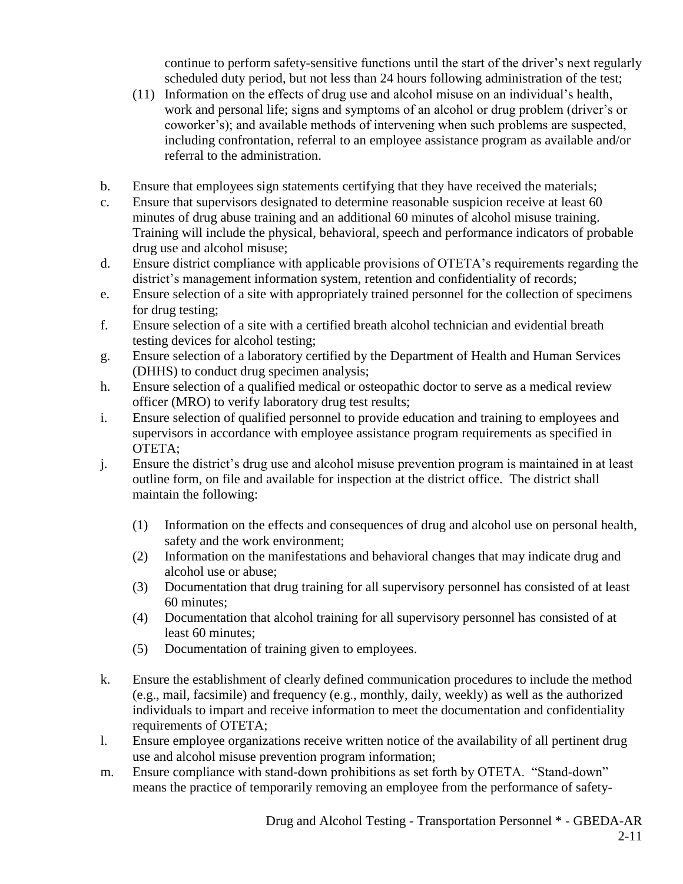continue to perform safety-sensitive functions until the start of the driver's next regularly scheduled duty period, but not less than 24 hours following administration of the test;

(11) Information on the effects of drug use and alcohol misuse on an individual's health, work and personal life; signs and symptoms of an alcohol or drug problem (driver's or coworker's); and available methods of intervening when such problems are suspected, including confrontation, referral to an employee assistance program as available and/or referral to the administration.

b. Ensure that employees sign statements certifying that they have received the materials;

c. Ensure that supervisors designated to determine reasonable suspicion receive at least 60 minutes of drug abuse training and an additional 60 minutes of alcohol misuse training. Training will include the physical, behavioral, speech and performance indicators of probable drug use and alcohol misuse;

d. Ensure district compliance with applicable provisions of OTETA's requirements regarding the district's management information system, retention and confidentiality of records;

e. Ensure selection of a site with appropriately trained personnel for the collection of specimens for drug testing;

f. Ensure selection of a site with a certified breath alcohol technician and evidential breath testing devices for alcohol testing;

g. Ensure selection of a laboratory certified by the Department of Health and Human Services (DHHS) to conduct drug specimen analysis;

h. Ensure selection of a qualified medical or osteopathic doctor to serve as a medical review officer (MRO) to verify laboratory drug test results;

i. Ensure selection of qualified personnel to provide education and training to employees and supervisors in accordance with employee assistance program requirements as specified in OTETA;

j. Ensure the district's drug use and alcohol misuse prevention program is maintained in at least outline form, on file and available for inspection at the district office. The district shall maintain the following:

   (1) Information on the effects and consequences of drug and alcohol use on personal health, safety and the work environment;
   (2) Information on the manifestations and behavioral changes that may indicate drug and alcohol use or abuse;
   (3) Documentation that drug training for all supervisory personnel has consisted of at least 60 minutes;
   (4) Documentation that alcohol training for all supervisory personnel has consisted of at least 60 minutes;
   (5) Documentation of training given to employees.

k. Ensure the establishment of clearly defined communication procedures to include the method (e.g., mail, facsimile) and frequency (e.g., monthly, daily, weekly) as well as the authorized individuals to impart and receive information to meet the documentation and confidentiality requirements of OTETA;

l. Ensure employee organizations receive written notice of the availability of all pertinent drug use and alcohol misuse prevention program information;

m. Ensure compliance with stand-down prohibitions as set forth by OTETA. "Stand-down" means the practice of temporarily removing an employee from the performance of safety-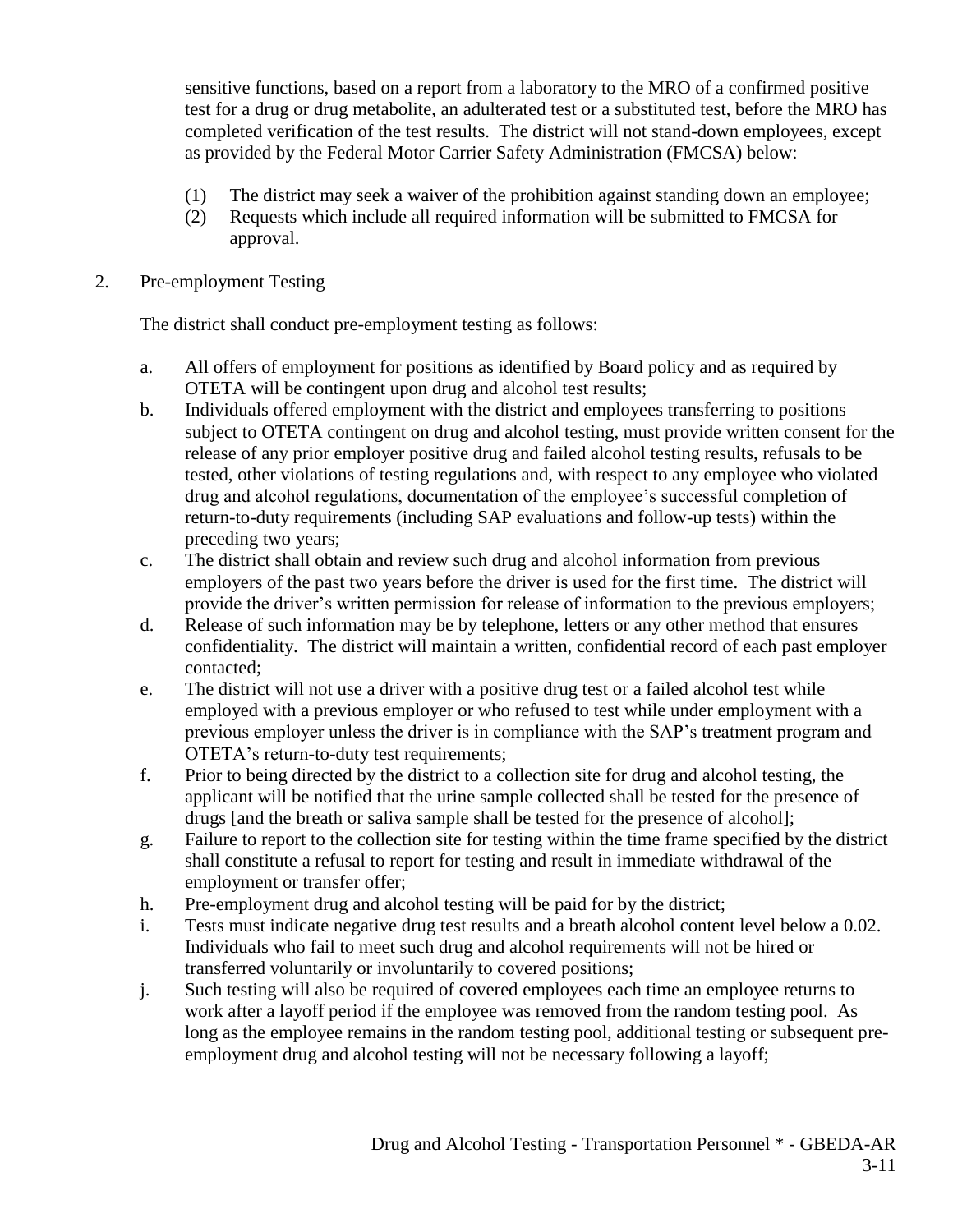sensitive functions, based on a report from a laboratory to the MRO of a confirmed positive test for a drug or drug metabolite, an adulterated test or a substituted test, before the MRO has completed verification of the test results. The district will not stand-down employees, except as provided by the Federal Motor Carrier Safety Administration (FMCSA) below:

(1) The district may seek a waiver of the prohibition against standing down an employee;
(2) Requests which include all required information will be submitted to FMCSA for approval.

2. Pre-employment Testing

The district shall conduct pre-employment testing as follows:

a. All offers of employment for positions as identified by Board policy and as required by OTETA will be contingent upon drug and alcohol test results;
b. Individuals offered employment with the district and employees transferring to positions subject to OTETA contingent on drug and alcohol testing, must provide written consent for the release of any prior employer positive drug and failed alcohol testing results, refusals to be tested, other violations of testing regulations and, with respect to any employee who violated drug and alcohol regulations, documentation of the employee's successful completion of return-to-duty requirements (including SAP evaluations and follow-up tests) within the preceding two years;
c. The district shall obtain and review such drug and alcohol information from previous employers of the past two years before the driver is used for the first time. The district will provide the driver's written permission for release of information to the previous employers;
d. Release of such information may be by telephone, letters or any other method that ensures confidentiality. The district will maintain a written, confidential record of each past employer contacted;
e. The district will not use a driver with a positive drug test or a failed alcohol test while employed with a previous employer or who refused to test while under employment with a previous employer unless the driver is in compliance with the SAP's treatment program and OTETA's return-to-duty test requirements;
f. Prior to being directed by the district to a collection site for drug and alcohol testing, the applicant will be notified that the urine sample collected shall be tested for the presence of drugs [and the breath or saliva sample shall be tested for the presence of alcohol];
g. Failure to report to the collection site for testing within the time frame specified by the district shall constitute a refusal to report for testing and result in immediate withdrawal of the employment or transfer offer;
h. Pre-employment drug and alcohol testing will be paid for by the district;
i. Tests must indicate negative drug test results and a breath alcohol content level below a 0.02. Individuals who fail to meet such drug and alcohol requirements will not be hired or transferred voluntarily or involuntarily to covered positions;
j. Such testing will also be required of covered employees each time an employee returns to work after a layoff period if the employee was removed from the random testing pool. As long as the employee remains in the random testing pool, additional testing or subsequent pre-employment drug and alcohol testing will not be necessary following a layoff;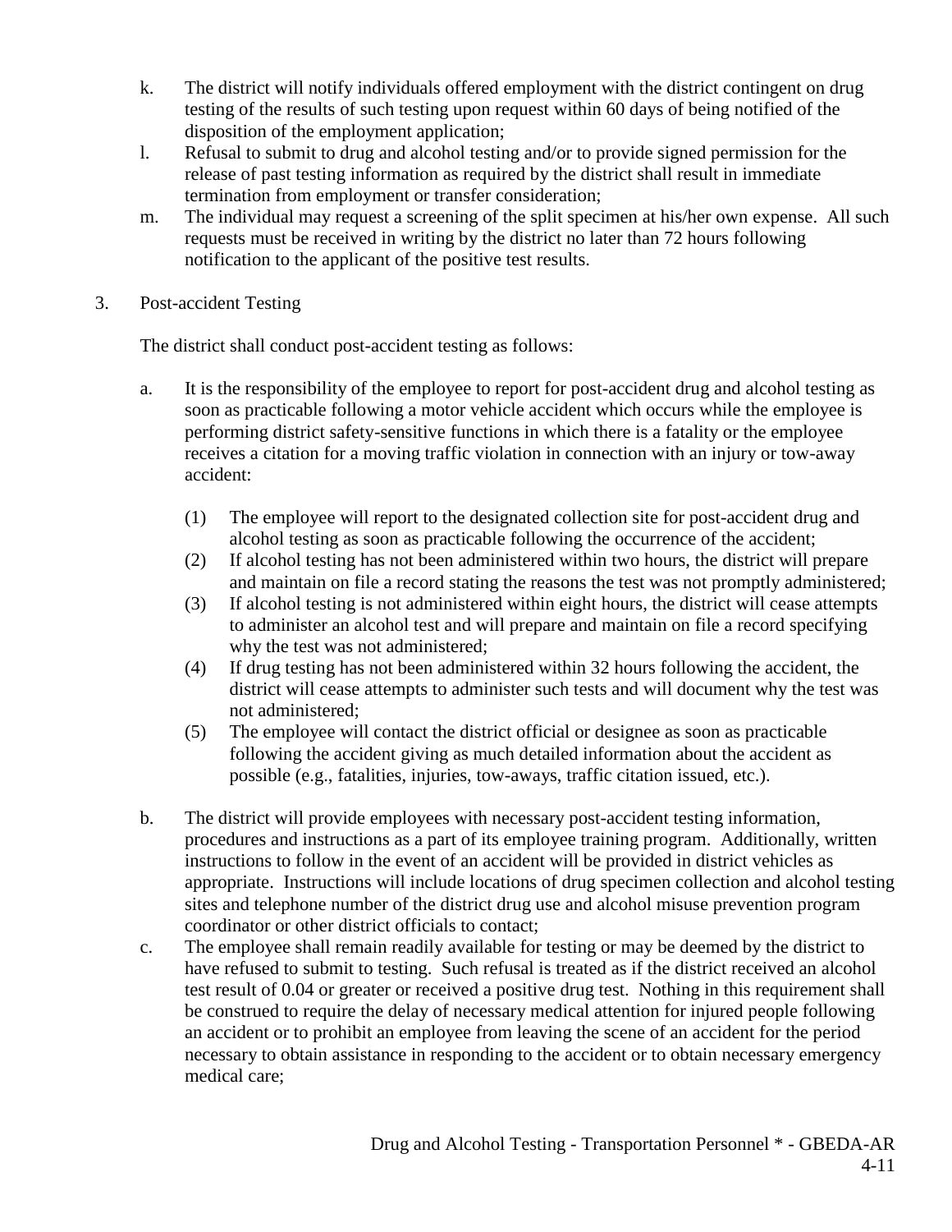k. The district will notify individuals offered employment with the district contingent on drug testing of the results of such testing upon request within 60 days of being notified of the disposition of the employment application;

l. Refusal to submit to drug and alcohol testing and/or to provide signed permission for the release of past testing information as required by the district shall result in immediate termination from employment or transfer consideration;

m. The individual may request a screening of the split specimen at his/her own expense. All such requests must be received in writing by the district no later than 72 hours following notification to the applicant of the positive test results.

3. Post-accident Testing

The district shall conduct post-accident testing as follows:

a. It is the responsibility of the employee to report for post-accident drug and alcohol testing as soon as practicable following a motor vehicle accident which occurs while the employee is performing district safety-sensitive functions in which there is a fatality or the employee receives a citation for a moving traffic violation in connection with an injury or tow-away accident:

   (1) The employee will report to the designated collection site for post-accident drug and alcohol testing as soon as practicable following the occurrence of the accident;

   (2) If alcohol testing has not been administered within two hours, the district will prepare and maintain on file a record stating the reasons the test was not promptly administered;

   (3) If alcohol testing is not administered within eight hours, the district will cease attempts to administer an alcohol test and will prepare and maintain on file a record specifying why the test was not administered;

   (4) If drug testing has not been administered within 32 hours following the accident, the district will cease attempts to administer such tests and will document why the test was not administered;

   (5) The employee will contact the district official or designee as soon as practicable following the accident giving as much detailed information about the accident as possible (e.g., fatalities, injuries, tow-aways, traffic citation issued, etc.).

b. The district will provide employees with necessary post-accident testing information, procedures and instructions as a part of its employee training program. Additionally, written instructions to follow in the event of an accident will be provided in district vehicles as appropriate. Instructions will include locations of drug specimen collection and alcohol testing sites and telephone number of the district drug use and alcohol misuse prevention program coordinator or other district officials to contact;

c. The employee shall remain readily available for testing or may be deemed by the district to have refused to submit to testing. Such refusal is treated as if the district received an alcohol test result of 0.04 or greater or received a positive drug test. Nothing in this requirement shall be construed to require the delay of necessary medical attention for injured people following an accident or to prohibit an employee from leaving the scene of an accident for the period necessary to obtain assistance in responding to the accident or to obtain necessary emergency medical care;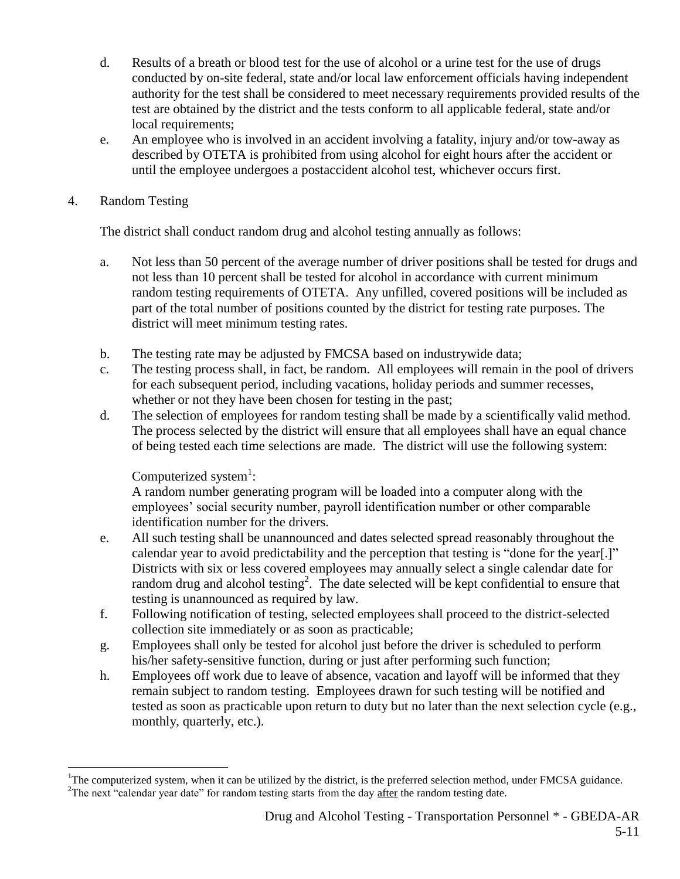d. Results of a breath or blood test for the use of alcohol or a urine test for the use of drugs conducted by on-site federal, state and/or local law enforcement officials having independent authority for the test shall be considered to meet necessary requirements provided results of the test are obtained by the district and the tests conform to all applicable federal, state and/or local requirements;

e. An employee who is involved in an accident involving a fatality, injury and/or tow-away as described by OTETA is prohibited from using alcohol for eight hours after the accident or until the employee undergoes a postaccident alcohol test, whichever occurs first.

4. Random Testing

The district shall conduct random drug and alcohol testing annually as follows:

a. Not less than 50 percent of the average number of driver positions shall be tested for drugs and not less than 10 percent shall be tested for alcohol in accordance with current minimum random testing requirements of OTETA. Any unfilled, covered positions will be included as part of the total number of positions counted by the district for testing rate purposes. The district will meet minimum testing rates.

b. The testing rate may be adjusted by FMCSA based on industrywide data;

c. The testing process shall, in fact, be random. All employees will remain in the pool of drivers for each subsequent period, including vacations, holiday periods and summer recesses, whether or not they have been chosen for testing in the past;

d. The selection of employees for random testing shall be made by a scientifically valid method. The process selected by the district will ensure that all employees shall have an equal chance of being tested each time selections are made. The district will use the following system:

   Computerized system[1]:
   A random number generating program will be loaded into a computer along with the employees' social security number, payroll identification number or other comparable identification number for the drivers.

e. All such testing shall be unannounced and dates selected spread reasonably throughout the calendar year to avoid predictability and the perception that testing is "done for the year[.]" Districts with six or less covered employees may annually select a single calendar date for random drug and alcohol testing[2]. The date selected will be kept confidential to ensure that testing is unannounced as required by law.

f. Following notification of testing, selected employees shall proceed to the district-selected collection site immediately or as soon as practicable;

g. Employees shall only be tested for alcohol just before the driver is scheduled to perform his/her safety-sensitive function, during or just after performing such function;

h. Employees off work due to leave of absence, vacation and layoff will be informed that they remain subject to random testing. Employees drawn for such testing will be notified and tested as soon as practicable upon return to duty but no later than the next selection cycle (e.g., monthly, quarterly, etc.).

---

[1]The computerized system, when it can be utilized by the district, is the preferred selection method, under FMCSA guidance.

[2]The next "calendar year date" for random testing starts from the day after the random testing date.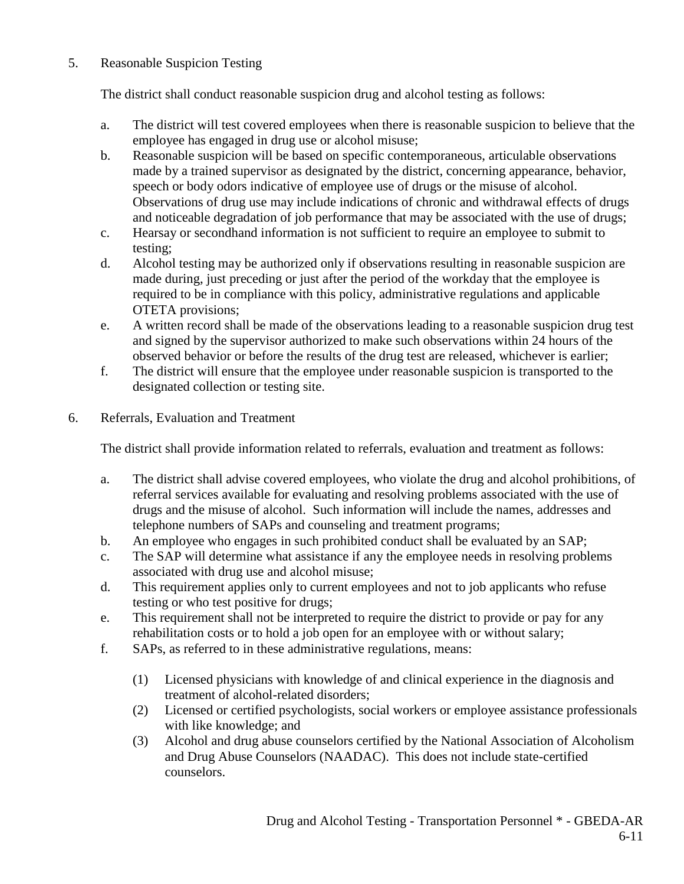5. Reasonable Suspicion Testing

   The district shall conduct reasonable suspicion drug and alcohol testing as follows:

   a. The district will test covered employees when there is reasonable suspicion to believe that the employee has engaged in drug use or alcohol misuse;
   b. Reasonable suspicion will be based on specific contemporaneous, articulable observations made by a trained supervisor as designated by the district, concerning appearance, behavior, speech or body odors indicative of employee use of drugs or the misuse of alcohol. Observations of drug use may include indications of chronic and withdrawal effects of drugs and noticeable degradation of job performance that may be associated with the use of drugs;
   c. Hearsay or secondhand information is not sufficient to require an employee to submit to testing;
   d. Alcohol testing may be authorized only if observations resulting in reasonable suspicion are made during, just preceding or just after the period of the workday that the employee is required to be in compliance with this policy, administrative regulations and applicable OTETA provisions;
   e. A written record shall be made of the observations leading to a reasonable suspicion drug test and signed by the supervisor authorized to make such observations within 24 hours of the observed behavior or before the results of the drug test are released, whichever is earlier;
   f. The district will ensure that the employee under reasonable suspicion is transported to the designated collection or testing site.

6. Referrals, Evaluation and Treatment

   The district shall provide information related to referrals, evaluation and treatment as follows:

   a. The district shall advise covered employees, who violate the drug and alcohol prohibitions, of referral services available for evaluating and resolving problems associated with the use of drugs and the misuse of alcohol. Such information will include the names, addresses and telephone numbers of SAPs and counseling and treatment programs;
   b. An employee who engages in such prohibited conduct shall be evaluated by an SAP;
   c. The SAP will determine what assistance if any the employee needs in resolving problems associated with drug use and alcohol misuse;
   d. This requirement applies only to current employees and not to job applicants who refuse testing or who test positive for drugs;
   e. This requirement shall not be interpreted to require the district to provide or pay for any rehabilitation costs or to hold a job open for an employee with or without salary;
   f. SAPs, as referred to in these administrative regulations, means:

      (1) Licensed physicians with knowledge of and clinical experience in the diagnosis and treatment of alcohol-related disorders;
      (2) Licensed or certified psychologists, social workers or employee assistance professionals with like knowledge; and
      (3) Alcohol and drug abuse counselors certified by the National Association of Alcoholism and Drug Abuse Counselors (NAADAC). This does not include state-certified counselors.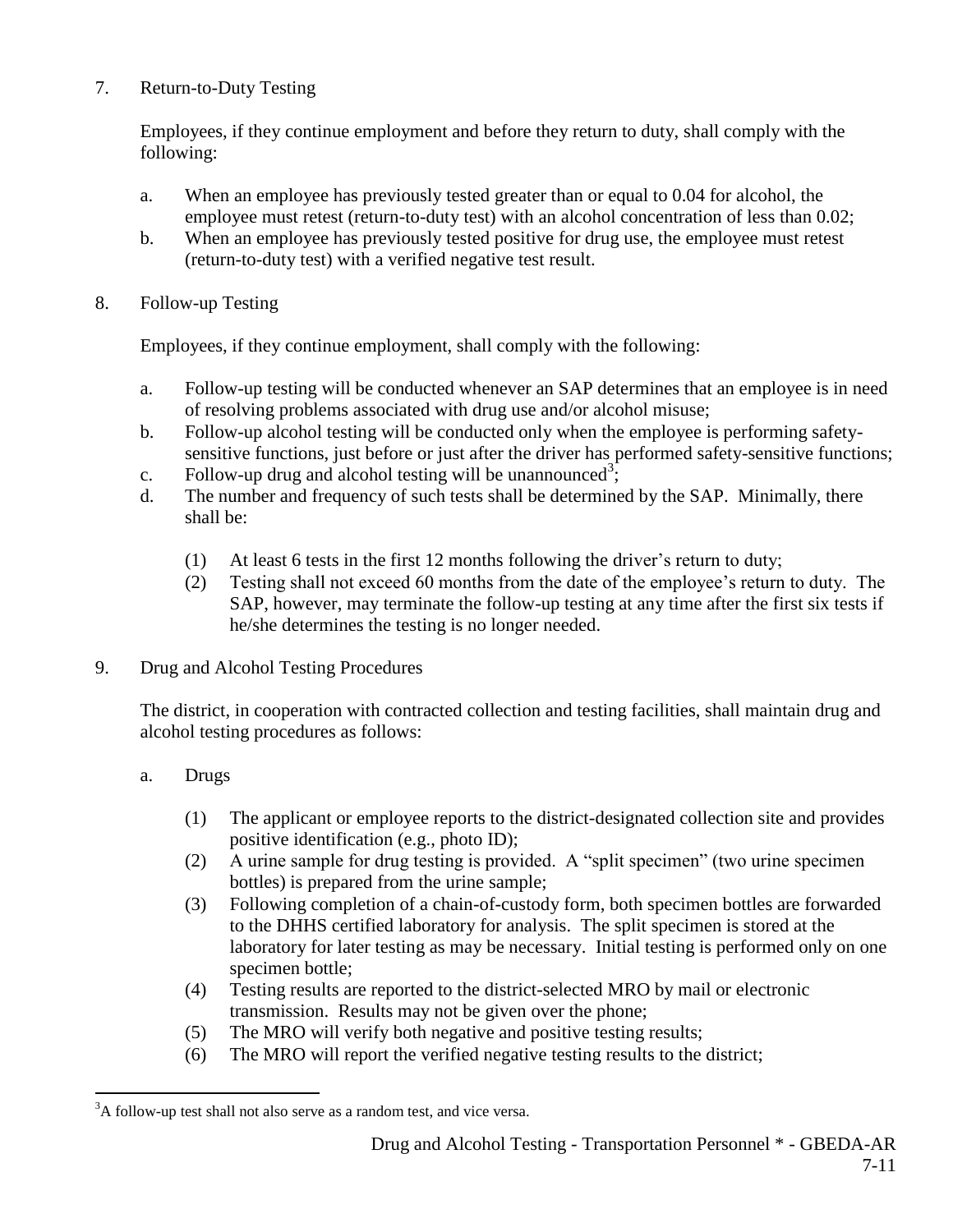7. Return-to-Duty Testing

   Employees, if they continue employment and before they return to duty, shall comply with the following:

   a. When an employee has previously tested greater than or equal to 0.04 for alcohol, the employee must retest (return-to-duty test) with an alcohol concentration of less than 0.02;
   b. When an employee has previously tested positive for drug use, the employee must retest (return-to-duty test) with a verified negative test result.

8. Follow-up Testing

   Employees, if they continue employment, shall comply with the following:

   a. Follow-up testing will be conducted whenever an SAP determines that an employee is in need of resolving problems associated with drug use and/or alcohol misuse;
   b. Follow-up alcohol testing will be conducted only when the employee is performing safety-sensitive functions, just before or just after the driver has performed safety-sensitive functions;
   c. Follow-up drug and alcohol testing will be unannounced[3];
   d. The number and frequency of such tests shall be determined by the SAP. Minimally, there shall be:

      (1) At least 6 tests in the first 12 months following the driver's return to duty;
      (2) Testing shall not exceed 60 months from the date of the employee's return to duty. The SAP, however, may terminate the follow-up testing at any time after the first six tests if he/she determines the testing is no longer needed.

9. Drug and Alcohol Testing Procedures

   The district, in cooperation with contracted collection and testing facilities, shall maintain drug and alcohol testing procedures as follows:

   a. Drugs

      (1) The applicant or employee reports to the district-designated collection site and provides positive identification (e.g., photo ID);
      (2) A urine sample for drug testing is provided. A "split specimen" (two urine specimen bottles) is prepared from the urine sample;
      (3) Following completion of a chain-of-custody form, both specimen bottles are forwarded to the DHHS certified laboratory for analysis. The split specimen is stored at the laboratory for later testing as may be necessary. Initial testing is performed only on one specimen bottle;
      (4) Testing results are reported to the district-selected MRO by mail or electronic transmission. Results may not be given over the phone;
      (5) The MRO will verify both negative and positive testing results;
      (6) The MRO will report the verified negative testing results to the district;

---

[3] A follow-up test shall not also serve as a random test, and vice versa.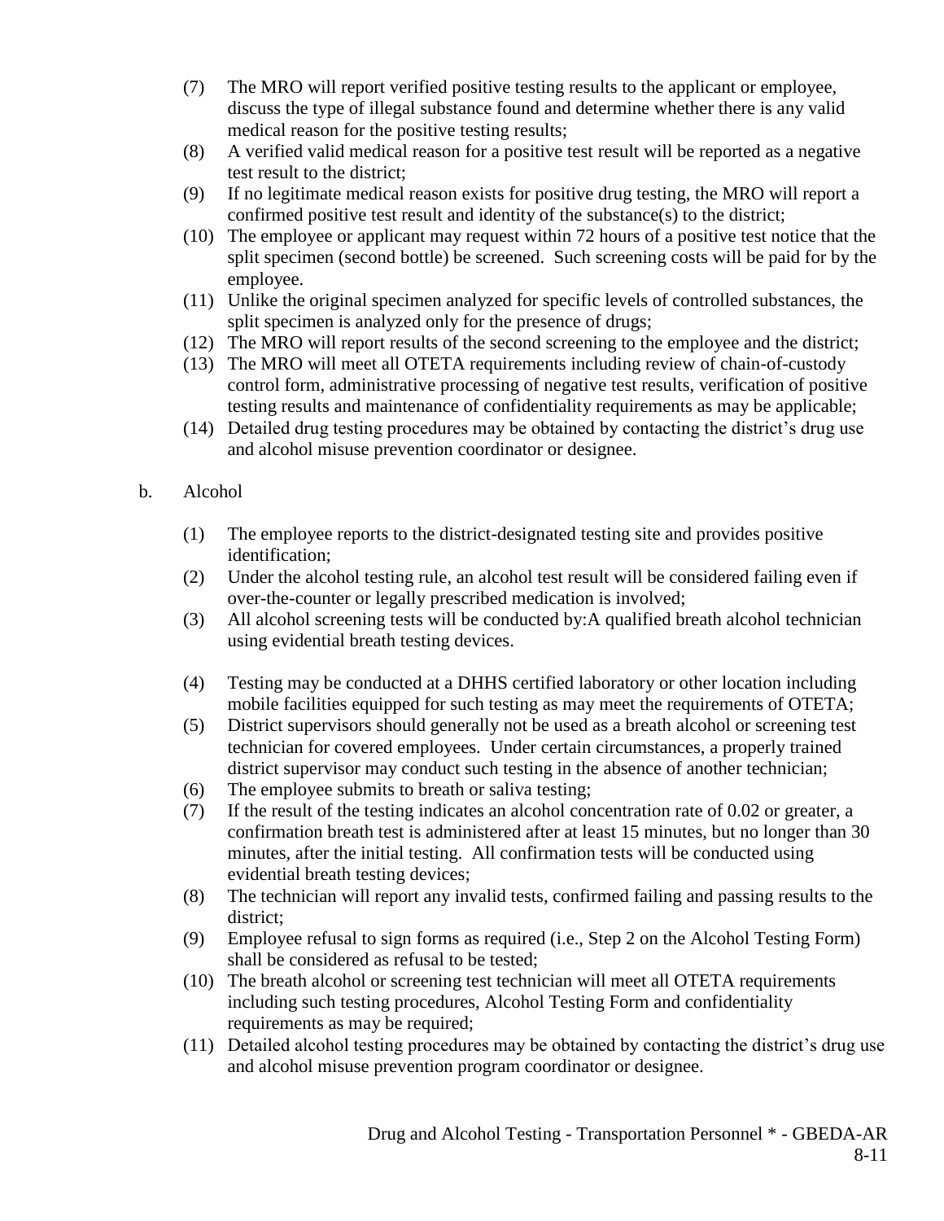(7) The MRO will report verified positive testing results to the applicant or employee, discuss the type of illegal substance found and determine whether there is any valid medical reason for the positive testing results;

(8) A verified valid medical reason for a positive test result will be reported as a negative test result to the district;

(9) If no legitimate medical reason exists for positive drug testing, the MRO will report a confirmed positive test result and identity of the substance(s) to the district;

(10) The employee or applicant may request within 72 hours of a positive test notice that the split specimen (second bottle) be screened. Such screening costs will be paid for by the employee.

(11) Unlike the original specimen analyzed for specific levels of controlled substances, the split specimen is analyzed only for the presence of drugs;

(12) The MRO will report results of the second screening to the employee and the district;

(13) The MRO will meet all OTETA requirements including review of chain-of-custody control form, administrative processing of negative test results, verification of positive testing results and maintenance of confidentiality requirements as may be applicable;

(14) Detailed drug testing procedures may be obtained by contacting the district's drug use and alcohol misuse prevention coordinator or designee.

b. Alcohol

(1) The employee reports to the district-designated testing site and provides positive identification;

(2) Under the alcohol testing rule, an alcohol test result will be considered failing even if over-the-counter or legally prescribed medication is involved;

(3) All alcohol screening tests will be conducted by:A qualified breath alcohol technician using evidential breath testing devices.

(4) Testing may be conducted at a DHHS certified laboratory or other location including mobile facilities equipped for such testing as may meet the requirements of OTETA;

(5) District supervisors should generally not be used as a breath alcohol or screening test technician for covered employees. Under certain circumstances, a properly trained district supervisor may conduct such testing in the absence of another technician;

(6) The employee submits to breath or saliva testing;

(7) If the result of the testing indicates an alcohol concentration rate of 0.02 or greater, a confirmation breath test is administered after at least 15 minutes, but no longer than 30 minutes, after the initial testing. All confirmation tests will be conducted using evidential breath testing devices;

(8) The technician will report any invalid tests, confirmed failing and passing results to the district;

(9) Employee refusal to sign forms as required (i.e., Step 2 on the Alcohol Testing Form) shall be considered as refusal to be tested;

(10) The breath alcohol or screening test technician will meet all OTETA requirements including such testing procedures, Alcohol Testing Form and confidentiality requirements as may be required;

(11) Detailed alcohol testing procedures may be obtained by contacting the district's drug use and alcohol misuse prevention program coordinator or designee.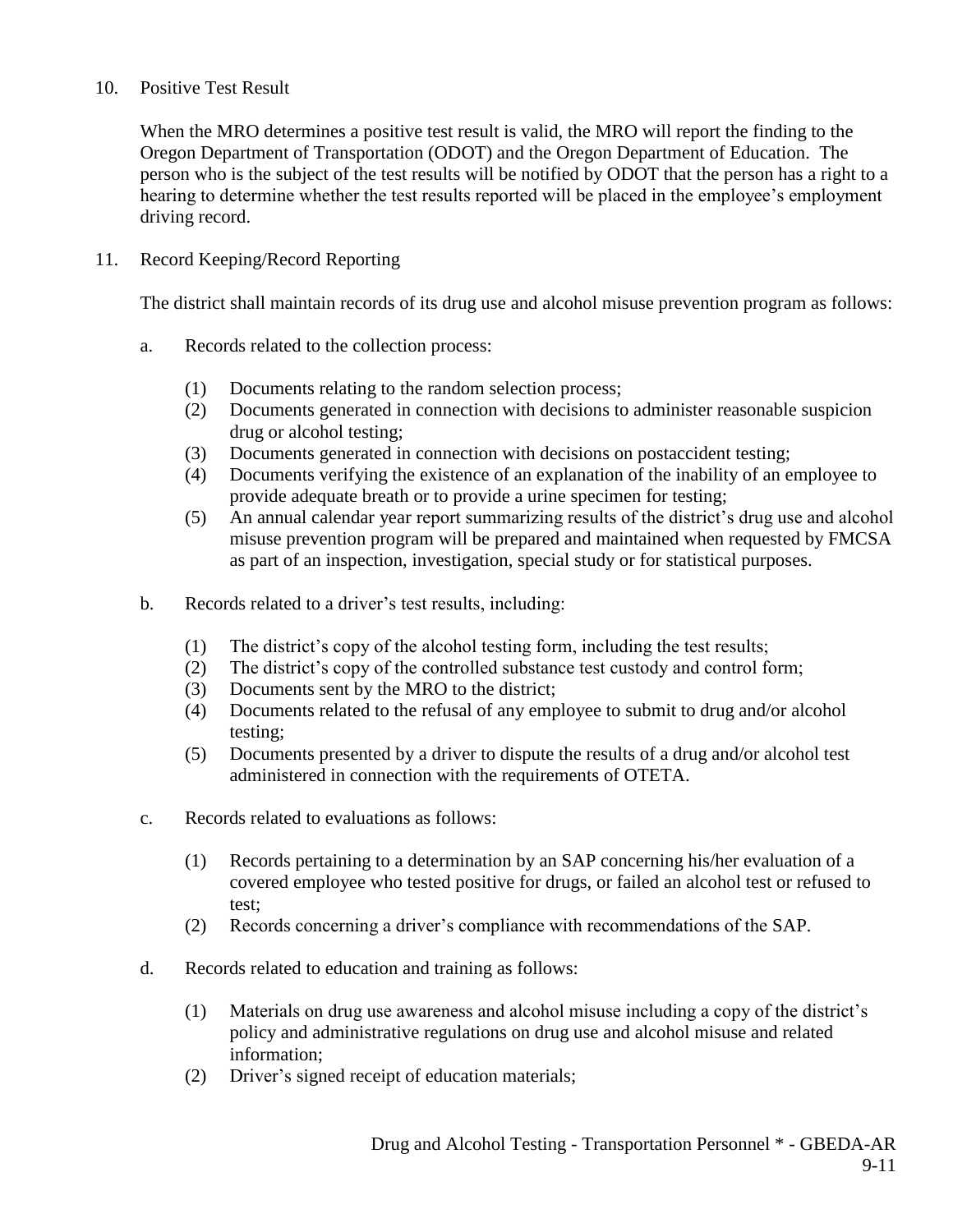10. Positive Test Result

    When the MRO determines a positive test result is valid, the MRO will report the finding to the Oregon Department of Transportation (ODOT) and the Oregon Department of Education. The person who is the subject of the test results will be notified by ODOT that the person has a right to a hearing to determine whether the test results reported will be placed in the employee's employment driving record.

11. Record Keeping/Record Reporting

    The district shall maintain records of its drug use and alcohol misuse prevention program as follows:

    a. Records related to the collection process:

        (1) Documents relating to the random selection process;
        (2) Documents generated in connection with decisions to administer reasonable suspicion drug or alcohol testing;
        (3) Documents generated in connection with decisions on postaccident testing;
        (4) Documents verifying the existence of an explanation of the inability of an employee to provide adequate breath or to provide a urine specimen for testing;
        (5) An annual calendar year report summarizing results of the district's drug use and alcohol misuse prevention program will be prepared and maintained when requested by FMCSA as part of an inspection, investigation, special study or for statistical purposes.

    b. Records related to a driver's test results, including:

        (1) The district's copy of the alcohol testing form, including the test results;
        (2) The district's copy of the controlled substance test custody and control form;
        (3) Documents sent by the MRO to the district;
        (4) Documents related to the refusal of any employee to submit to drug and/or alcohol testing;
        (5) Documents presented by a driver to dispute the results of a drug and/or alcohol test administered in connection with the requirements of OTETA.

    c. Records related to evaluations as follows:

        (1) Records pertaining to a determination by an SAP concerning his/her evaluation of a covered employee who tested positive for drugs, or failed an alcohol test or refused to test;
        (2) Records concerning a driver's compliance with recommendations of the SAP.

    d. Records related to education and training as follows:

        (1) Materials on drug use awareness and alcohol misuse including a copy of the district's policy and administrative regulations on drug use and alcohol misuse and related information;
        (2) Driver's signed receipt of education materials;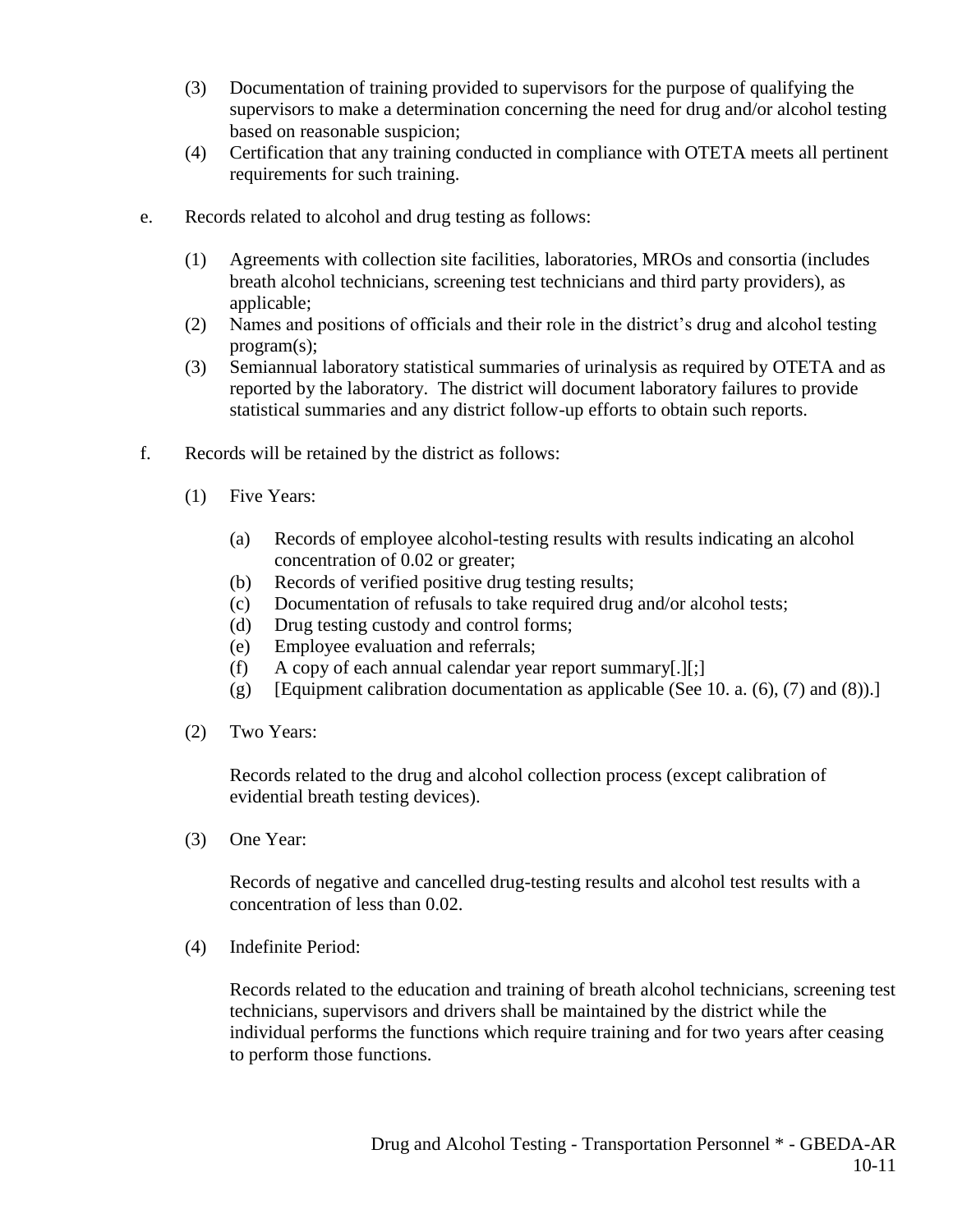(3) Documentation of training provided to supervisors for the purpose of qualifying the supervisors to make a determination concerning the need for drug and/or alcohol testing based on reasonable suspicion;

(4) Certification that any training conducted in compliance with OTETA meets all pertinent requirements for such training.

e. Records related to alcohol and drug testing as follows:

   (1) Agreements with collection site facilities, laboratories, MROs and consortia (includes breath alcohol technicians, screening test technicians and third party providers), as applicable;

   (2) Names and positions of officials and their role in the district's drug and alcohol testing program(s);

   (3) Semiannual laboratory statistical summaries of urinalysis as required by OTETA and as reported by the laboratory. The district will document laboratory failures to provide statistical summaries and any district follow-up efforts to obtain such reports.

f. Records will be retained by the district as follows:

   (1) Five Years:

      (a) Records of employee alcohol-testing results with results indicating an alcohol concentration of 0.02 or greater;
      (b) Records of verified positive drug testing results;
      (c) Documentation of refusals to take required drug and/or alcohol tests;
      (d) Drug testing custody and control forms;
      (e) Employee evaluation and referrals;
      (f) A copy of each annual calendar year report summary[.][;]
      (g) [Equipment calibration documentation as applicable (See 10. a. (6), (7) and (8)).]

   (2) Two Years:

      Records related to the drug and alcohol collection process (except calibration of evidential breath testing devices).

   (3) One Year:

      Records of negative and cancelled drug-testing results and alcohol test results with a concentration of less than 0.02.

   (4) Indefinite Period:

      Records related to the education and training of breath alcohol technicians, screening test technicians, supervisors and drivers shall be maintained by the district while the individual performs the functions which require training and for two years after ceasing to perform those functions.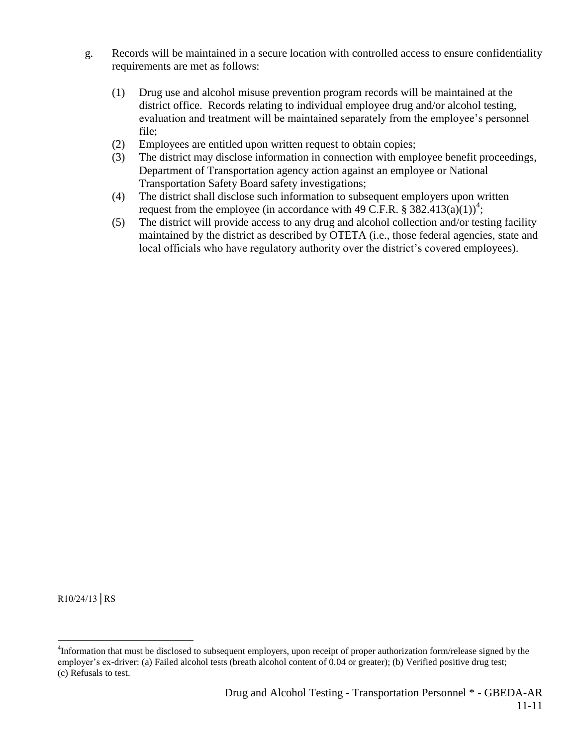g. Records will be maintained in a secure location with controlled access to ensure confidentiality requirements are met as follows:

   (1) Drug use and alcohol misuse prevention program records will be maintained at the district office. Records relating to individual employee drug and/or alcohol testing, evaluation and treatment will be maintained separately from the employee's personnel file;

   (2) Employees are entitled upon written request to obtain copies;

   (3) The district may disclose information in connection with employee benefit proceedings, Department of Transportation agency action against an employee or National Transportation Safety Board safety investigations;

   (4) The district shall disclose such information to subsequent employers upon written request from the employee (in accordance with 49 C.F.R. § 382.413(a)(1))[4];

   (5) The district will provide access to any drug and alcohol collection and/or testing facility maintained by the district as described by OTETA (i.e., those federal agencies, state and local officials who have regulatory authority over the district's covered employees).

R10/24/13│RS

[4]Information that must be disclosed to subsequent employers, upon receipt of proper authorization form/release signed by the employer's ex-driver: (a) Failed alcohol tests (breath alcohol content of 0.04 or greater); (b) Verified positive drug test; (c) Refusals to test.

Drug and Alcohol Testing - Transportation Personnel * - GBEDA-AR